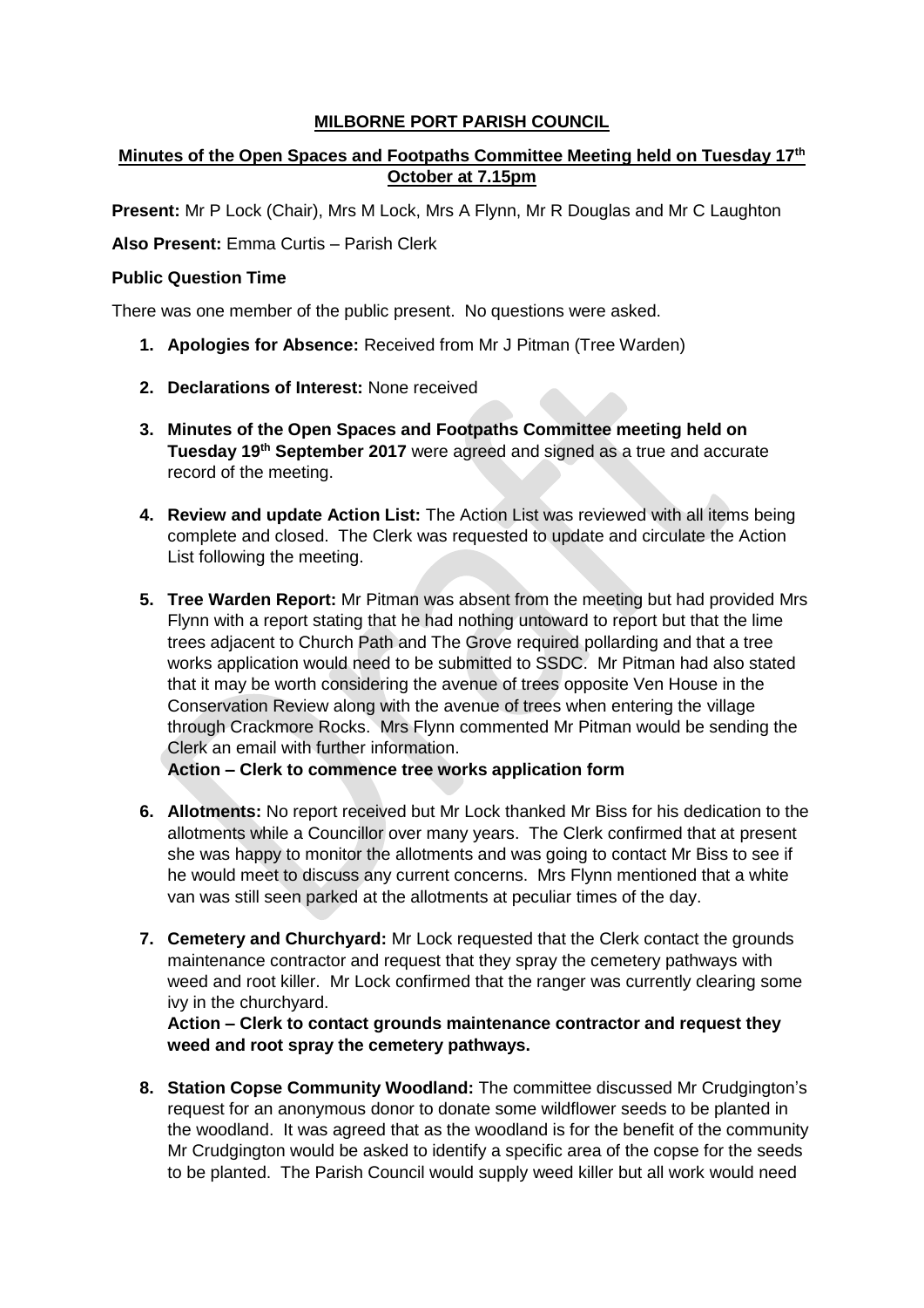# MILBORNE PORT PARISH COUNCIL

## Minutes of the Open Spaces and Footpaths Committee Meeting held on Tuesday 17th October at 7.15pm

**Present:** Mr P Lock (Chair), Mrs M Lock, Mrs A Flynn, Mr R Douglas and Mr C Laughton

**Also Present:** Emma Curtis – Parish Clerk

### Public Question Time

There was one member of the public present. No questions were asked.

1. **Apologies for Absence:** Received from Mr J Pitman (Tree Warden)

2. **Declarations of Interest:** None received

3. **Minutes of the Open Spaces and Footpaths Committee meeting held on Tuesday 19th September 2017** were agreed and signed as a true and accurate record of the meeting.

4. **Review and update Action List:** The Action List was reviewed with all items being complete and closed. The Clerk was requested to update and circulate the Action List following the meeting.

5. **Tree Warden Report:** Mr Pitman was absent from the meeting but had provided Mrs Flynn with a report stating that he had nothing untoward to report but that the lime trees adjacent to Church Path and The Grove required pollarding and that a tree works application would need to be submitted to SSDC. Mr Pitman had also stated that it may be worth considering the avenue of trees opposite Ven House in the Conservation Review along with the avenue of trees when entering the village through Crackmore Rocks. Mrs Flynn commented Mr Pitman would be sending the Clerk an email with further information.

   **Action – Clerk to commence tree works application form**

6. **Allotments:** No report received but Mr Lock thanked Mr Biss for his dedication to the allotments while a Councillor over many years. The Clerk confirmed that at present she was happy to monitor the allotments and was going to contact Mr Biss to see if he would meet to discuss any current concerns. Mrs Flynn mentioned that a white van was still seen parked at the allotments at peculiar times of the day.

7. **Cemetery and Churchyard:** Mr Lock requested that the Clerk contact the grounds maintenance contractor and request that they spray the cemetery pathways with weed and root killer. Mr Lock confirmed that the ranger was currently clearing some ivy in the churchyard.

   **Action – Clerk to contact grounds maintenance contractor and request they weed and root spray the cemetery pathways.**

8. **Station Copse Community Woodland:** The committee discussed Mr Crudgington's request for an anonymous donor to donate some wildflower seeds to be planted in the woodland. It was agreed that as the woodland is for the benefit of the community Mr Crudgington would be asked to identify a specific area of the copse for the seeds to be planted. The Parish Council would supply weed killer but all work would need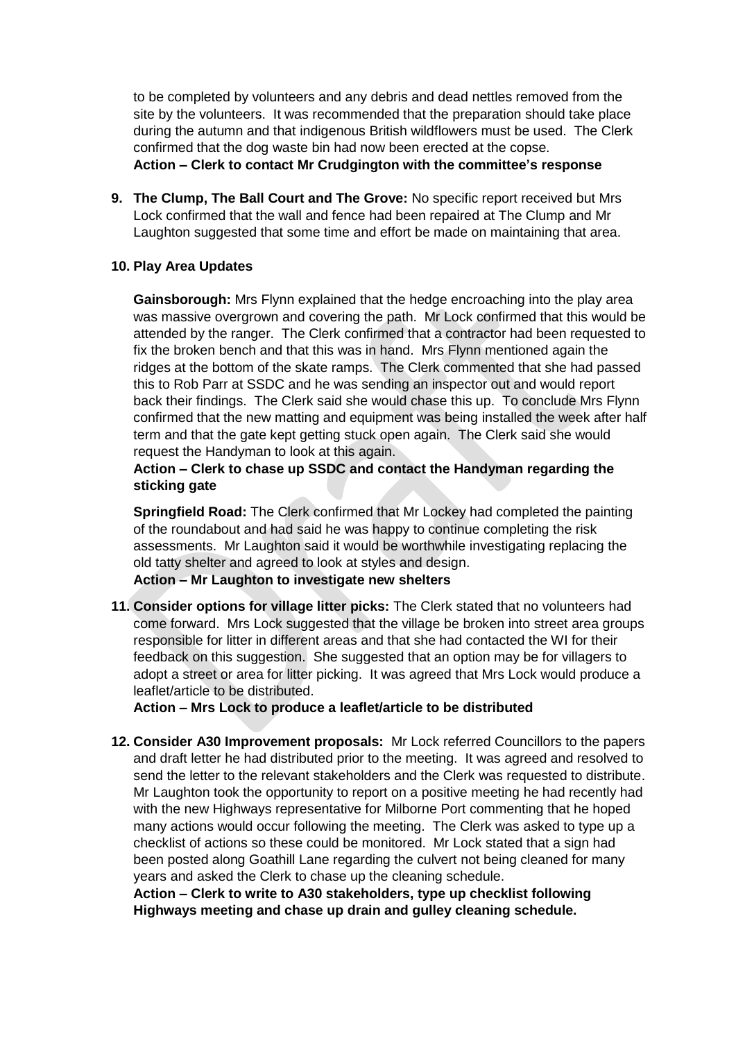to be completed by volunteers and any debris and dead nettles removed from the site by the volunteers. It was recommended that the preparation should take place during the autumn and that indigenous British wildflowers must be used. The Clerk confirmed that the dog waste bin had now been erected at the copse.

**Action – Clerk to contact Mr Crudgington with the committee's response**

9. **The Clump, The Ball Court and The Grove:** No specific report received but Mrs Lock confirmed that the wall and fence had been repaired at The Clump and Mr Laughton suggested that some time and effort be made on maintaining that area.

10. **Play Area Updates**

    **Gainsborough:** Mrs Flynn explained that the hedge encroaching into the play area was massive overgrown and covering the path. Mr Lock confirmed that this would be attended by the ranger. The Clerk confirmed that a contractor had been requested to fix the broken bench and that this was in hand. Mrs Flynn mentioned again the ridges at the bottom of the skate ramps. The Clerk commented that she had passed this to Rob Parr at SSDC and he was sending an inspector out and would report back their findings. The Clerk said she would chase this up. To conclude Mrs Flynn confirmed that the new matting and equipment was being installed the week after half term and that the gate kept getting stuck open again. The Clerk said she would request the Handyman to look at this again.

    **Action – Clerk to chase up SSDC and contact the Handyman regarding the sticking gate**

    **Springfield Road:** The Clerk confirmed that Mr Lockey had completed the painting of the roundabout and had said he was happy to continue completing the risk assessments. Mr Laughton said it would be worthwhile investigating replacing the old tatty shelter and agreed to look at styles and design.

    **Action – Mr Laughton to investigate new shelters**

11. **Consider options for village litter picks:** The Clerk stated that no volunteers had come forward. Mrs Lock suggested that the village be broken into street area groups responsible for litter in different areas and that she had contacted the WI for their feedback on this suggestion. She suggested that an option may be for villagers to adopt a street or area for litter picking. It was agreed that Mrs Lock would produce a leaflet/article to be distributed.

    **Action – Mrs Lock to produce a leaflet/article to be distributed**

12. **Consider A30 Improvement proposals:** Mr Lock referred Councillors to the papers and draft letter he had distributed prior to the meeting. It was agreed and resolved to send the letter to the relevant stakeholders and the Clerk was requested to distribute. Mr Laughton took the opportunity to report on a positive meeting he had recently had with the new Highways representative for Milborne Port commenting that he hoped many actions would occur following the meeting. The Clerk was asked to type up a checklist of actions so these could be monitored. Mr Lock stated that a sign had been posted along Goathill Lane regarding the culvert not being cleaned for many years and asked the Clerk to chase up the cleaning schedule.

    **Action – Clerk to write to A30 stakeholders, type up checklist following Highways meeting and chase up drain and gulley cleaning schedule.**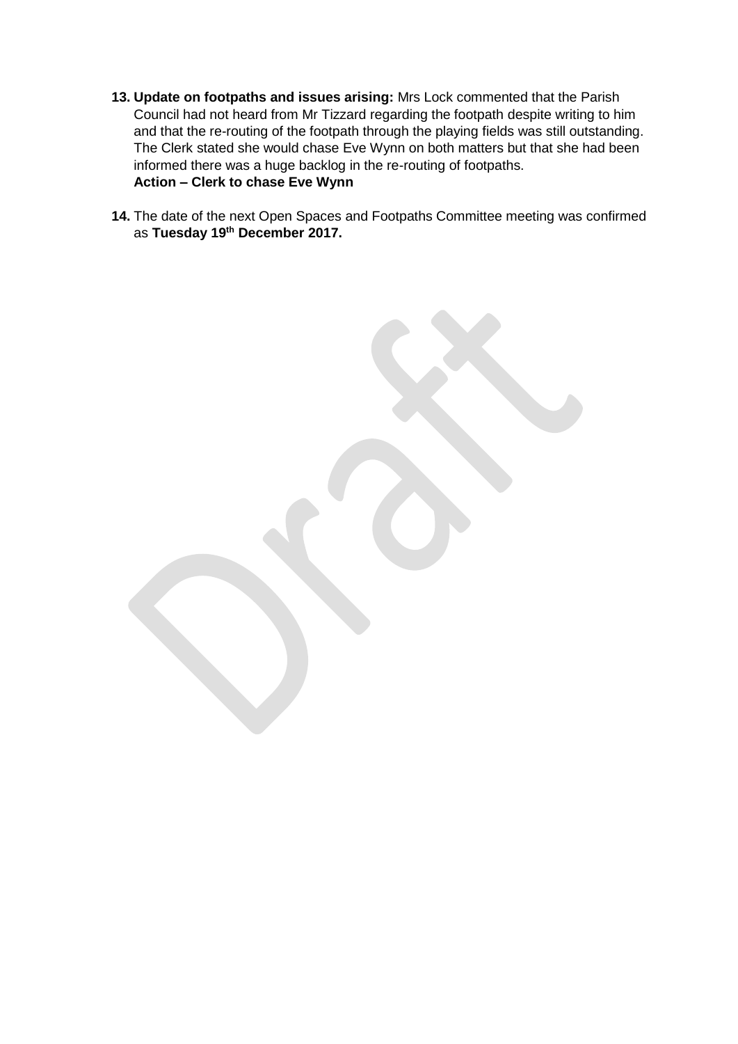13. **Update on footpaths and issues arising:** Mrs Lock commented that the Parish Council had not heard from Mr Tizzard regarding the footpath despite writing to him and that the re-routing of the footpath through the playing fields was still outstanding. The Clerk stated she would chase Eve Wynn on both matters but that she had been informed there was a huge backlog in the re-routing of footpaths.
    **Action – Clerk to chase Eve Wynn**

14. The date of the next Open Spaces and Footpaths Committee meeting was confirmed as **Tuesday 19th December 2017.**